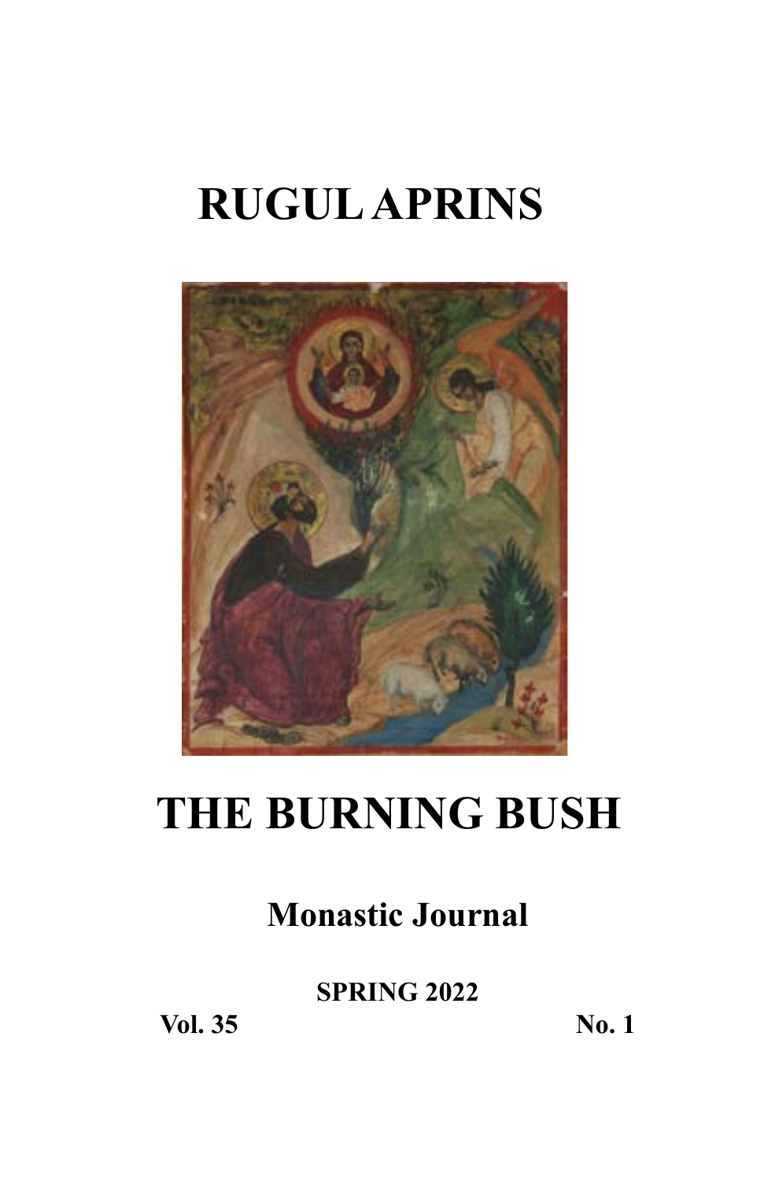# RUGUL APRINS

# THE BURNING BUSH

## Monastic Journal

**SPRING 2022**

**Vol. 35** **No. 1**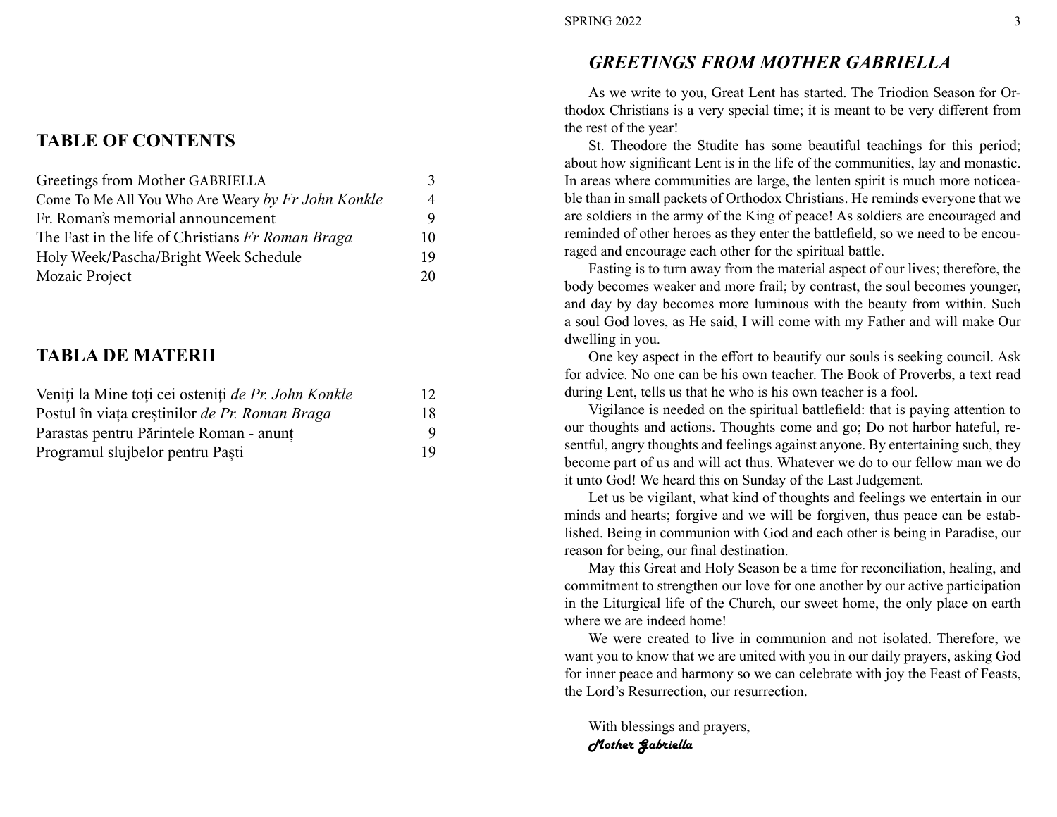## TABLE OF CONTENTS

| | |
|---|---|
| Greetings from Mother GABRIELLA | 3 |
| Come To Me All You Who Are Weary *by Fr John Konkle* | 4 |
| Fr. Roman's memorial announcement | 9 |
| The Fast in the life of Christians *Fr Roman Braga* | 10 |
| Holy Week/Pascha/Bright Week Schedule | 19 |
| Mozaic Project | 20 |

## TABLA DE MATERII

| | |
|---|---|
| Veniți la Mine toți cei osteniți *de Pr. John Konkle* | 12 |
| Postul în viața creștinilor *de Pr. Roman Braga* | 18 |
| Parastas pentru Părintele Roman - anunț | 9 |
| Programul slujbelor pentru Paști | 19 |

## *GREETINGS FROM MOTHER GABRIELLA*

As we write to you, Great Lent has started. The Triodion Season for Orthodox Christians is a very special time; it is meant to be very different from the rest of the year!

St. Theodore the Studite has some beautiful teachings for this period; about how significant Lent is in the life of the communities, lay and monastic. In areas where communities are large, the lenten spirit is much more noticeable than in small packets of Orthodox Christians. He reminds everyone that we are soldiers in the army of the King of peace! As soldiers are encouraged and reminded of other heroes as they enter the battlefield, so we need to be encouraged and encourage each other for the spiritual battle.

Fasting is to turn away from the material aspect of our lives; therefore, the body becomes weaker and more frail; by contrast, the soul becomes younger, and day by day becomes more luminous with the beauty from within. Such a soul God loves, as He said, I will come with my Father and will make Our dwelling in you.

One key aspect in the effort to beautify our souls is seeking council. Ask for advice. No one can be his own teacher. The Book of Proverbs, a text read during Lent, tells us that he who is his own teacher is a fool.

Vigilance is needed on the spiritual battlefield: that is paying attention to our thoughts and actions. Thoughts come and go; Do not harbor hateful, resentful, angry thoughts and feelings against anyone. By entertaining such, they become part of us and will act thus. Whatever we do to our fellow man we do it unto God! We heard this on Sunday of the Last Judgement.

Let us be vigilant, what kind of thoughts and feelings we entertain in our minds and hearts; forgive and we will be forgiven, thus peace can be established. Being in communion with God and each other is being in Paradise, our reason for being, our final destination.

May this Great and Holy Season be a time for reconciliation, healing, and commitment to strengthen our love for one another by our active participation in the Liturgical life of the Church, our sweet home, the only place on earth where we are indeed home!

We were created to live in communion and not isolated. Therefore, we want you to know that we are united with you in our daily prayers, asking God for inner peace and harmony so we can celebrate with joy the Feast of Feasts, the Lord's Resurrection, our resurrection.

With blessings and prayers,
***Mother Gabriella***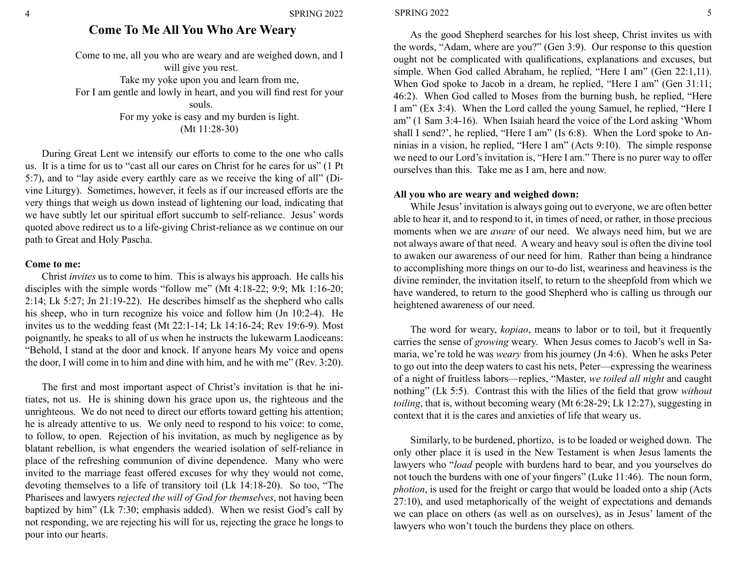# Come To Me All You Who Are Weary

> Come to me, all you who are weary and are weighed down, and I will give you rest.
> Take my yoke upon you and learn from me,
> For I am gentle and lowly in heart, and you will find rest for your souls.
> For my yoke is easy and my burden is light.
> (Mt 11:28-30)

During Great Lent we intensify our efforts to come to the one who calls us. It is a time for us to "cast all our cares on Christ for he cares for us" (1 Pt 5:7), and to "lay aside every earthly care as we receive the king of all" (Divine Liturgy). Sometimes, however, it feels as if our increased efforts are the very things that weigh us down instead of lightening our load, indicating that we have subtly let our spiritual effort succumb to self-reliance. Jesus' words quoted above redirect us to a life-giving Christ-reliance as we continue on our path to Great and Holy Pascha.

**Come to me:**

Christ *invites* us to come to him. This is always his approach. He calls his disciples with the simple words "follow me" (Mt 4:18-22; 9:9; Mk 1:16-20; 2:14; Lk 5:27; Jn 21:19-22). He describes himself as the shepherd who calls his sheep, who in turn recognize his voice and follow him (Jn 10:2-4). He invites us to the wedding feast (Mt 22:1-14; Lk 14:16-24; Rev 19:6-9). Most poignantly, he speaks to all of us when he instructs the lukewarm Laodiceans: "Behold, I stand at the door and knock. If anyone hears My voice and opens the door, I will come in to him and dine with him, and he with me" (Rev. 3:20).

The first and most important aspect of Christ's invitation is that he initiates, not us. He is shining down his grace upon us, the righteous and the unrighteous. We do not need to direct our efforts toward getting his attention; he is already attentive to us. We only need to respond to his voice: to come, to follow, to open. Rejection of his invitation, as much by negligence as by blatant rebellion, is what engenders the wearied isolation of self-reliance in place of the refreshing communion of divine dependence. Many who were invited to the marriage feast offered excuses for why they would not come, devoting themselves to a life of transitory toil (Lk 14:18-20). So too, "The Pharisees and lawyers *rejected the will of God for themselves*, not having been baptized by him" (Lk 7:30; emphasis added). When we resist God's call by not responding, we are rejecting his will for us, rejecting the grace he longs to pour into our hearts.

As the good Shepherd searches for his lost sheep, Christ invites us with the words, "Adam, where are you?" (Gen 3:9). Our response to this question ought not be complicated with qualifications, explanations and excuses, but simple. When God called Abraham, he replied, "Here I am" (Gen 22:1,11). When God spoke to Jacob in a dream, he replied, "Here I am" (Gen 31:11; 46:2). When God called to Moses from the burning bush, he replied, "Here I am" (Ex 3:4). When the Lord called the young Samuel, he replied, "Here I am" (1 Sam 3:4-16). When Isaiah heard the voice of the Lord asking 'Whom shall I send?', he replied, "Here I am" (Is 6:8). When the Lord spoke to Anninias in a vision, he replied, "Here I am" (Acts 9:10). The simple response we need to our Lord's invitation is, "Here I am." There is no purer way to offer ourselves than this. Take me as I am, here and now.

**All you who are weary and weighed down:**

While Jesus' invitation is always going out to everyone, we are often better able to hear it, and to respond to it, in times of need, or rather, in those precious moments when we are *aware* of our need. We always need him, but we are not always aware of that need. A weary and heavy soul is often the divine tool to awaken our awareness of our need for him. Rather than being a hindrance to accomplishing more things on our to-do list, weariness and heaviness is the divine reminder, the invitation itself, to return to the sheepfold from which we have wandered, to return to the good Shepherd who is calling us through our heightened awareness of our need.

The word for weary, *kopiao*, means to labor or to toil, but it frequently carries the sense of *growing* weary. When Jesus comes to Jacob's well in Samaria, we're told he was *weary* from his journey (Jn 4:6). When he asks Peter to go out into the deep waters to cast his nets, Peter—expressing the weariness of a night of fruitless labors—replies, "Master, *we toiled all night* and caught nothing" (Lk 5:5). Contrast this with the lilies of the field that grow *without toiling*, that is, without becoming weary (Mt 6:28-29; Lk 12:27), suggesting in context that it is the cares and anxieties of life that weary us.

Similarly, to be burdened, phortizo, is to be loaded or weighed down. The only other place it is used in the New Testament is when Jesus laments the lawyers who "*load* people with burdens hard to bear, and you yourselves do not touch the burdens with one of your fingers" (Luke 11:46). The noun form, *photion*, is used for the freight or cargo that would be loaded onto a ship (Acts 27:10), and used metaphorically of the weight of expectations and demands we can place on others (as well as on ourselves), as in Jesus' lament of the lawyers who won't touch the burdens they place on others.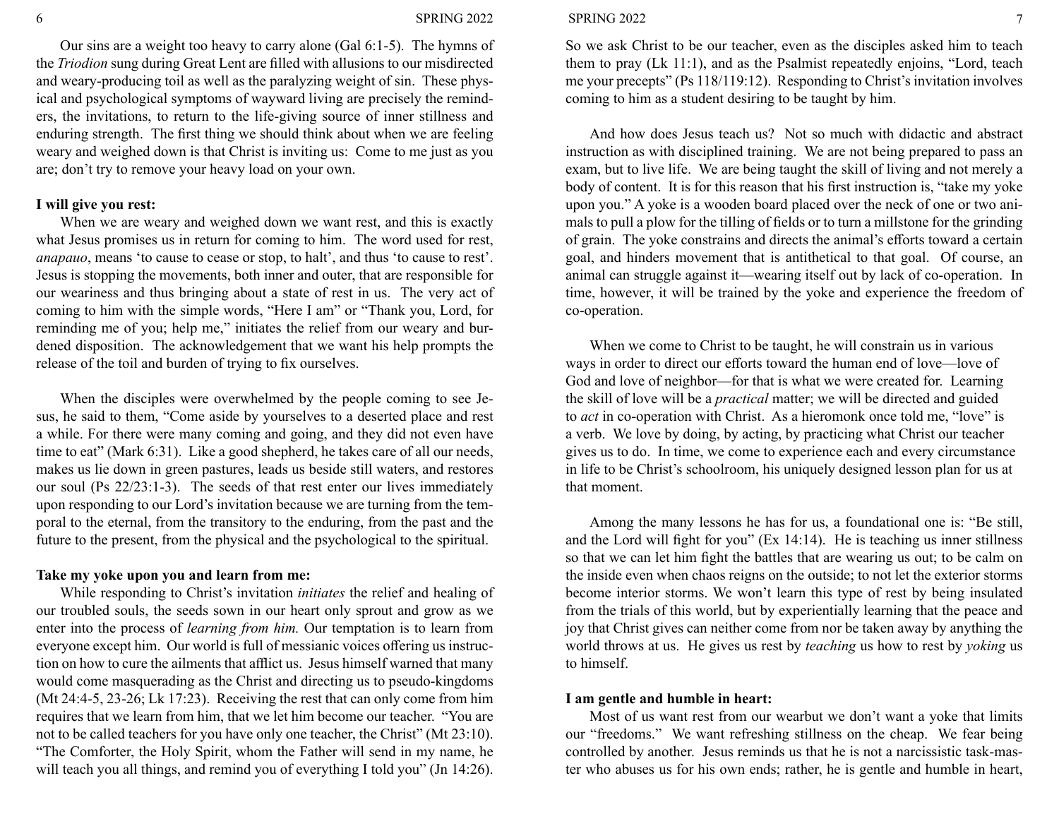Our sins are a weight too heavy to carry alone (Gal 6:1-5). The hymns of the *Triodion* sung during Great Lent are filled with allusions to our misdirected and weary-producing toil as well as the paralyzing weight of sin. These physical and psychological symptoms of wayward living are precisely the reminders, the invitations, to return to the life-giving source of inner stillness and enduring strength. The first thing we should think about when we are feeling weary and weighed down is that Christ is inviting us: Come to me just as you are; don't try to remove your heavy load on your own.

**I will give you rest:**

When we are weary and weighed down we want rest, and this is exactly what Jesus promises us in return for coming to him. The word used for rest, *anapauo*, means 'to cause to cease or stop, to halt', and thus 'to cause to rest'. Jesus is stopping the movements, both inner and outer, that are responsible for our weariness and thus bringing about a state of rest in us. The very act of coming to him with the simple words, "Here I am" or "Thank you, Lord, for reminding me of you; help me," initiates the relief from our weary and burdened disposition. The acknowledgement that we want his help prompts the release of the toil and burden of trying to fix ourselves.

When the disciples were overwhelmed by the people coming to see Jesus, he said to them, "Come aside by yourselves to a deserted place and rest a while. For there were many coming and going, and they did not even have time to eat" (Mark 6:31). Like a good shepherd, he takes care of all our needs, makes us lie down in green pastures, leads us beside still waters, and restores our soul (Ps 22/23:1-3). The seeds of that rest enter our lives immediately upon responding to our Lord's invitation because we are turning from the temporal to the eternal, from the transitory to the enduring, from the past and the future to the present, from the physical and the psychological to the spiritual.

**Take my yoke upon you and learn from me:**

While responding to Christ's invitation *initiates* the relief and healing of our troubled souls, the seeds sown in our heart only sprout and grow as we enter into the process of *learning from him.* Our temptation is to learn from everyone except him. Our world is full of messianic voices offering us instruction on how to cure the ailments that afflict us. Jesus himself warned that many would come masquerading as the Christ and directing us to pseudo-kingdoms (Mt 24:4-5, 23-26; Lk 17:23). Receiving the rest that can only come from him requires that we learn from him, that we let him become our teacher. "You are not to be called teachers for you have only one teacher, the Christ" (Mt 23:10). "The Comforter, the Holy Spirit, whom the Father will send in my name, he will teach you all things, and remind you of everything I told you" (Jn 14:26). So we ask Christ to be our teacher, even as the disciples asked him to teach them to pray (Lk 11:1), and as the Psalmist repeatedly enjoins, "Lord, teach me your precepts" (Ps 118/119:12). Responding to Christ's invitation involves coming to him as a student desiring to be taught by him.

And how does Jesus teach us? Not so much with didactic and abstract instruction as with disciplined training. We are not being prepared to pass an exam, but to live life. We are being taught the skill of living and not merely a body of content. It is for this reason that his first instruction is, "take my yoke upon you." A yoke is a wooden board placed over the neck of one or two animals to pull a plow for the tilling of fields or to turn a millstone for the grinding of grain. The yoke constrains and directs the animal's efforts toward a certain goal, and hinders movement that is antithetical to that goal. Of course, an animal can struggle against it—wearing itself out by lack of co-operation. In time, however, it will be trained by the yoke and experience the freedom of co-operation.

When we come to Christ to be taught, he will constrain us in various ways in order to direct our efforts toward the human end of love—love of God and love of neighbor—for that is what we were created for. Learning the skill of love will be a *practical* matter; we will be directed and guided to *act* in co-operation with Christ. As a hieromonk once told me, "love" is a verb. We love by doing, by acting, by practicing what Christ our teacher gives us to do. In time, we come to experience each and every circumstance in life to be Christ's schoolroom, his uniquely designed lesson plan for us at that moment.

Among the many lessons he has for us, a foundational one is: "Be still, and the Lord will fight for you" (Ex 14:14). He is teaching us inner stillness so that we can let him fight the battles that are wearing us out; to be calm on the inside even when chaos reigns on the outside; to not let the exterior storms become interior storms. We won't learn this type of rest by being insulated from the trials of this world, but by experientially learning that the peace and joy that Christ gives can neither come from nor be taken away by anything the world throws at us. He gives us rest by *teaching* us how to rest by *yoking* us to himself.

**I am gentle and humble in heart:**

Most of us want rest from our wearbut we don't want a yoke that limits our "freedoms." We want refreshing stillness on the cheap. We fear being controlled by another. Jesus reminds us that he is not a narcissistic task-master who abuses us for his own ends; rather, he is gentle and humble in heart,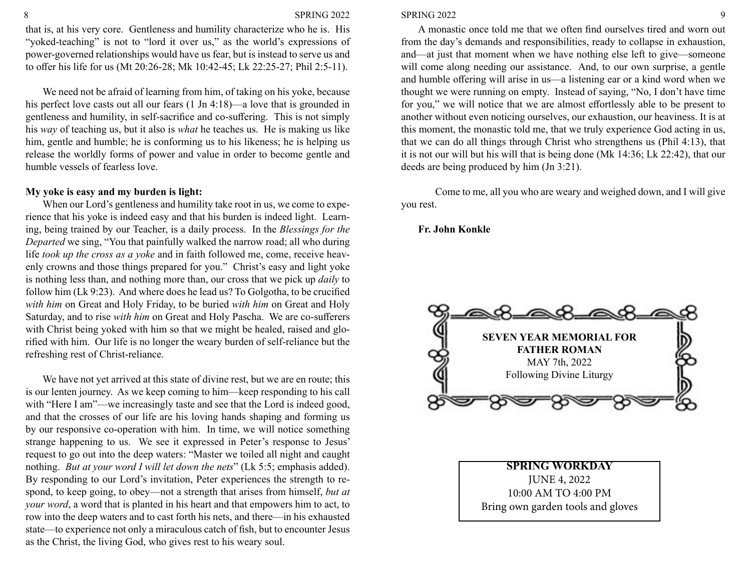that is, at his very core. Gentleness and humility characterize who he is. His "yoked-teaching" is not to "lord it over us," as the world's expressions of power-governed relationships would have us fear, but is instead to serve us and to offer his life for us (Mt 20:26-28; Mk 10:42-45; Lk 22:25-27; Phil 2:5-11).

We need not be afraid of learning from him, of taking on his yoke, because his perfect love casts out all our fears (1 Jn 4:18)—a love that is grounded in gentleness and humility, in self-sacrifice and co-suffering. This is not simply his *way* of teaching us, but it also is *what* he teaches us. He is making us like him, gentle and humble; he is conforming us to his likeness; he is helping us release the worldly forms of power and value in order to become gentle and humble vessels of fearless love.

**My yoke is easy and my burden is light:**

When our Lord's gentleness and humility take root in us, we come to experience that his yoke is indeed easy and that his burden is indeed light. Learning, being trained by our Teacher, is a daily process. In the *Blessings for the Departed* we sing, "You that painfully walked the narrow road; all who during life *took up the cross as a yoke* and in faith followed me, come, receive heavenly crowns and those things prepared for you." Christ's easy and light yoke is nothing less than, and nothing more than, our cross that we pick up *daily* to follow him (Lk 9:23). And where does he lead us? To Golgotha, to be crucified *with him* on Great and Holy Friday, to be buried *with him* on Great and Holy Saturday, and to rise *with him* on Great and Holy Pascha. We are co-sufferers with Christ being yoked with him so that we might be healed, raised and glorified with him. Our life is no longer the weary burden of self-reliance but the refreshing rest of Christ-reliance.

We have not yet arrived at this state of divine rest, but we are en route; this is our lenten journey. As we keep coming to him—keep responding to his call with "Here I am"—we increasingly taste and see that the Lord is indeed good, and that the crosses of our life are his loving hands shaping and forming us by our responsive co-operation with him. In time, we will notice something strange happening to us. We see it expressed in Peter's response to Jesus' request to go out into the deep waters: "Master we toiled all night and caught nothing. *But at your word I will let down the nets*" (Lk 5:5; emphasis added). By responding to our Lord's invitation, Peter experiences the strength to respond, to keep going, to obey—not a strength that arises from himself, *but at your word*, a word that is planted in his heart and that empowers him to act, to row into the deep waters and to cast forth his nets, and there—in his exhausted state—to experience not only a miraculous catch of fish, but to encounter Jesus as the Christ, the living God, who gives rest to his weary soul.

A monastic once told me that we often find ourselves tired and worn out from the day's demands and responsibilities, ready to collapse in exhaustion, and—at just that moment when we have nothing else left to give—someone will come along needing our assistance. And, to our own surprise, a gentle and humble offering will arise in us—a listening ear or a kind word when we thought we were running on empty. Instead of saying, "No, I don't have time for you," we will notice that we are almost effortlessly able to be present to another without even noticing ourselves, our exhaustion, our heaviness. It is at this moment, the monastic told me, that we truly experience God acting in us, that we can do all things through Christ who strengthens us (Phil 4:13), that it is not our will but his will that is being done (Mk 14:36; Lk 22:42), that our deeds are being produced by him (Jn 3:21).

Come to me, all you who are weary and weighed down, and I will give you rest.

**Fr. John Konkle**

**SEVEN YEAR MEMORIAL FOR FATHER ROMAN**
MAY 7th, 2022
Following Divine Liturgy

**SPRING WORKDAY**
JUNE 4, 2022
10:00 AM TO 4:00 PM
Bring own garden tools and gloves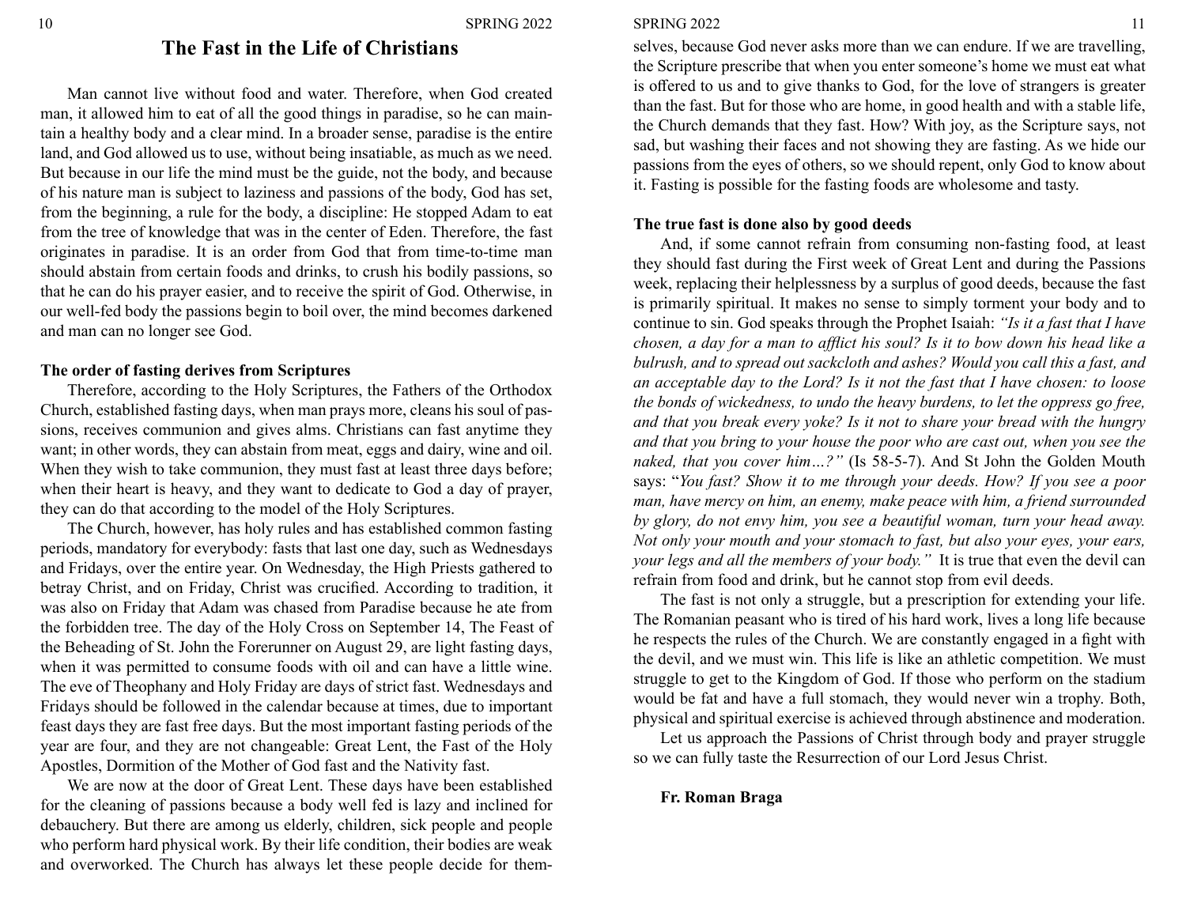# The Fast in the Life of Christians

Man cannot live without food and water. Therefore, when God created man, it allowed him to eat of all the good things in paradise, so he can maintain a healthy body and a clear mind. In a broader sense, paradise is the entire land, and God allowed us to use, without being insatiable, as much as we need. But because in our life the mind must be the guide, not the body, and because of his nature man is subject to laziness and passions of the body, God has set, from the beginning, a rule for the body, a discipline: He stopped Adam to eat from the tree of knowledge that was in the center of Eden. Therefore, the fast originates in paradise. It is an order from God that from time-to-time man should abstain from certain foods and drinks, to crush his bodily passions, so that he can do his prayer easier, and to receive the spirit of God. Otherwise, in our well-fed body the passions begin to boil over, the mind becomes darkened and man can no longer see God.

**The order of fasting derives from Scriptures**

Therefore, according to the Holy Scriptures, the Fathers of the Orthodox Church, established fasting days, when man prays more, cleans his soul of passions, receives communion and gives alms. Christians can fast anytime they want; in other words, they can abstain from meat, eggs and dairy, wine and oil. When they wish to take communion, they must fast at least three days before; when their heart is heavy, and they want to dedicate to God a day of prayer, they can do that according to the model of the Holy Scriptures.

The Church, however, has holy rules and has established common fasting periods, mandatory for everybody: fasts that last one day, such as Wednesdays and Fridays, over the entire year. On Wednesday, the High Priests gathered to betray Christ, and on Friday, Christ was crucified. According to tradition, it was also on Friday that Adam was chased from Paradise because he ate from the forbidden tree. The day of the Holy Cross on September 14, The Feast of the Beheading of St. John the Forerunner on August 29, are light fasting days, when it was permitted to consume foods with oil and can have a little wine. The eve of Theophany and Holy Friday are days of strict fast. Wednesdays and Fridays should be followed in the calendar because at times, due to important feast days they are fast free days. But the most important fasting periods of the year are four, and they are not changeable: Great Lent, the Fast of the Holy Apostles, Dormition of the Mother of God fast and the Nativity fast.

We are now at the door of Great Lent. These days have been established for the cleaning of passions because a body well fed is lazy and inclined for debauchery. But there are among us elderly, children, sick people and people who perform hard physical work. By their life condition, their bodies are weak and overworked. The Church has always let these people decide for themselves, because God never asks more than we can endure. If we are travelling, the Scripture prescribe that when you enter someone's home we must eat what is offered to us and to give thanks to God, for the love of strangers is greater than the fast. But for those who are home, in good health and with a stable life, the Church demands that they fast. How? With joy, as the Scripture says, not sad, but washing their faces and not showing they are fasting. As we hide our passions from the eyes of others, so we should repent, only God to know about it. Fasting is possible for the fasting foods are wholesome and tasty.

**The true fast is done also by good deeds**

And, if some cannot refrain from consuming non-fasting food, at least they should fast during the First week of Great Lent and during the Passions week, replacing their helplessness by a surplus of good deeds, because the fast is primarily spiritual. It makes no sense to simply torment your body and to continue to sin. God speaks through the Prophet Isaiah: *"Is it a fast that I have chosen, a day for a man to afflict his soul? Is it to bow down his head like a bulrush, and to spread out sackcloth and ashes? Would you call this a fast, and an acceptable day to the Lord? Is it not the fast that I have chosen: to loose the bonds of wickedness, to undo the heavy burdens, to let the oppress go free, and that you break every yoke? Is it not to share your bread with the hungry and that you bring to your house the poor who are cast out, when you see the naked, that you cover him…?"* (Is 58-5-7). And St John the Golden Mouth says: "*You fast? Show it to me through your deeds. How? If you see a poor man, have mercy on him, an enemy, make peace with him, a friend surrounded by glory, do not envy him, you see a beautiful woman, turn your head away. Not only your mouth and your stomach to fast, but also your eyes, your ears, your legs and all the members of your body."* It is true that even the devil can refrain from food and drink, but he cannot stop from evil deeds.

The fast is not only a struggle, but a prescription for extending your life. The Romanian peasant who is tired of his hard work, lives a long life because he respects the rules of the Church. We are constantly engaged in a fight with the devil, and we must win. This life is like an athletic competition. We must struggle to get to the Kingdom of God. If those who perform on the stadium would be fat and have a full stomach, they would never win a trophy. Both, physical and spiritual exercise is achieved through abstinence and moderation.

Let us approach the Passions of Christ through body and prayer struggle so we can fully taste the Resurrection of our Lord Jesus Christ.

**Fr. Roman Braga**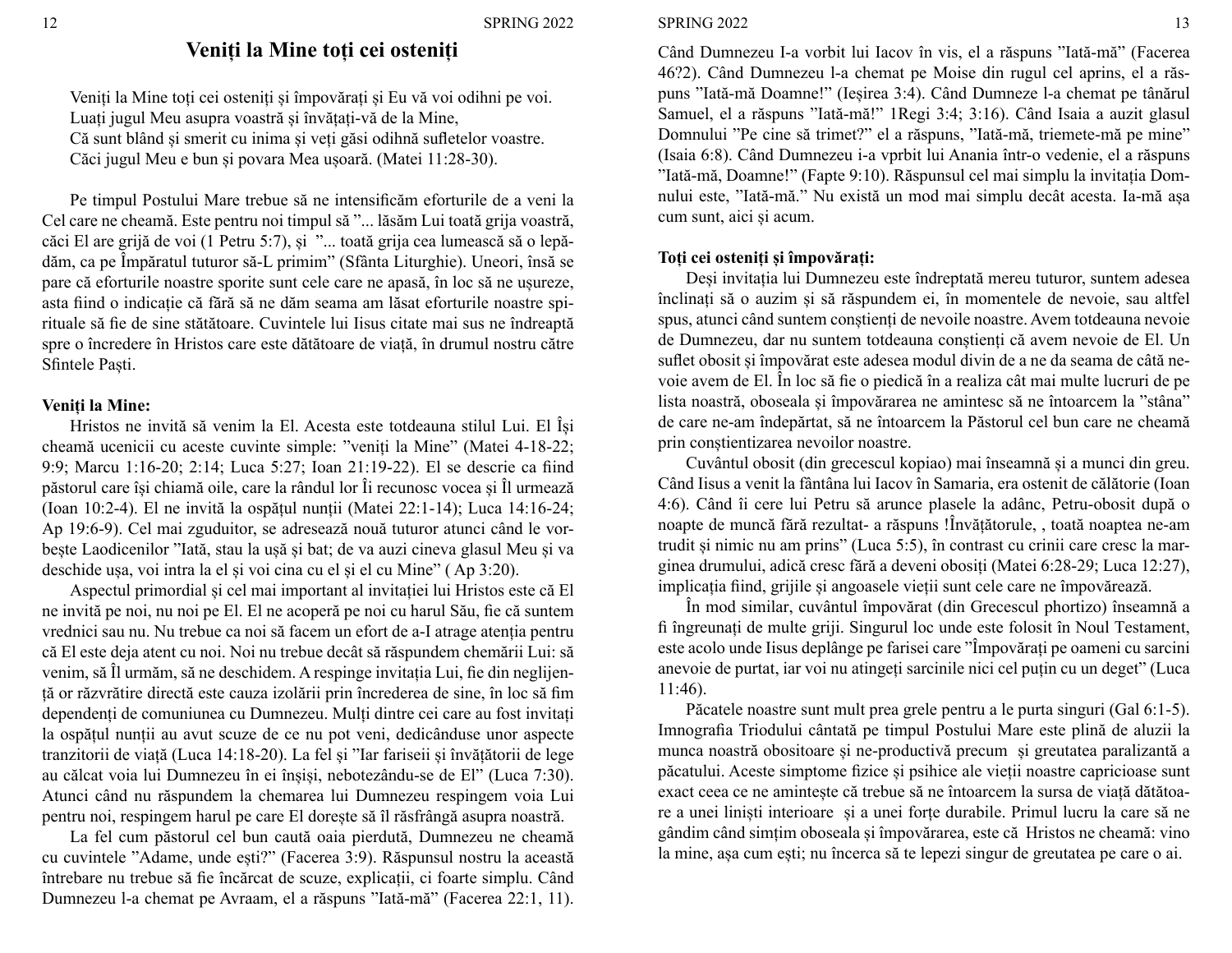# Veniți la Mine toți cei osteniți

Veniți la Mine toți cei osteniți și împovărați și Eu vă voi odihni pe voi.
Luați jugul Meu asupra voastră și învățați-vă de la Mine,
Că sunt blând și smerit cu inima și veți găsi odihnă sufletelor voastre.
Căci jugul Meu e bun și povara Mea ușoară. (Matei 11:28-30).

Pe timpul Postului Mare trebue să ne intensificăm eforturile de a veni la Cel care ne cheamă. Este pentru noi timpul să "... lăsăm Lui toată grija voastră, căci El are grijă de voi (1 Petru 5:7), și "... toată grija cea lumească să o lepădăm, ca pe Împăratul tuturor să-L primim" (Sfânta Liturghie). Uneori, însă se pare că eforturile noastre sporite sunt cele care ne apasă, în loc să ne ușureze, asta fiind o indicație că fără să ne dăm seama am lăsat eforturile noastre spirituale să fie de sine stătătoare. Cuvintele lui Iisus citate mai sus ne îndreaptă spre o încredere în Hristos care este dătătoare de viață, în drumul nostru către Sfintele Paști.

**Veniți la Mine:**

Hristos ne invită să venim la El. Acesta este totdeauna stilul Lui. El Își cheamă ucenicii cu aceste cuvinte simple: "veniți la Mine" (Matei 4-18-22; 9:9; Marcu 1:16-20; 2:14; Luca 5:27; Ioan 21:19-22). El se descrie ca fiind păstorul care își chiamă oile, care la rândul lor Îi recunosc vocea și Îl urmează (Ioan 10:2-4). El ne invită la ospățul nunții (Matei 22:1-14); Luca 14:16-24; Ap 19:6-9). Cel mai zguduitor, se adresează nouă tuturor atunci când le vorbește Laodicenilor "Iată, stau la ușă și bat; de va auzi cineva glasul Meu și va deschide ușa, voi intra la el și voi cina cu el și el cu Mine" ( Ap 3:20).

Aspectul primordial și cel mai important al invitației lui Hristos este că El ne invită pe noi, nu noi pe El. El ne acoperă pe noi cu harul Său, fie că suntem vrednici sau nu. Nu trebue ca noi să facem un efort de a-I atrage atenția pentru că El este deja atent cu noi. Noi nu trebue decât să răspundem chemării Lui: să venim, să Îl urmăm, să ne deschidem. A respinge invitația Lui, fie din neglijență or răzvrătire directă este cauza izolării prin încrederea de sine, în loc să fim dependenți de comuniunea cu Dumnezeu. Mulți dintre cei care au fost invitați la ospățul nunții au avut scuze de ce nu pot veni, dedicânduse unor aspecte tranzitorii de viață (Luca 14:18-20). La fel și "Iar fariseii și învățătorii de lege au călcat voia lui Dumnezeu în ei înșiși, nebotezându-se de El" (Luca 7:30). Atunci când nu răspundem la chemarea lui Dumnezeu respingem voia Lui pentru noi, respingem harul pe care El dorește să îl răsfrângă asupra noastră.

La fel cum păstorul cel bun caută oaia pierdută, Dumnezeu ne cheamă cu cuvintele "Adame, unde ești?" (Facerea 3:9). Răspunsul nostru la această întrebare nu trebue să fie încărcat de scuze, explicații, ci foarte simplu. Când Dumnezeu l-a chemat pe Avraam, el a răspuns "Iată-mă" (Facerea 22:1, 11). Când Dumnezeu I-a vorbit lui Iacov în vis, el a răspuns "Iată-mă" (Facerea 46?2). Când Dumnezeu l-a chemat pe Moise din rugul cel aprins, el a răspuns "Iată-mă Doamne!" (Ieșirea 3:4). Când Dumneze l-a chemat pe tânărul Samuel, el a răspuns "Iată-mă!" 1Regi 3:4; 3:16). Când Isaia a auzit glasul Domnului "Pe cine să trimet?" el a răspuns, "Iată-mă, triemete-mă pe mine" (Isaia 6:8). Când Dumnezeu i-a vprbit lui Anania într-o vedenie, el a răspuns "Iată-mă, Doamne!" (Fapte 9:10). Răspunsul cel mai simplu la invitația Domnului este, "Iată-mă." Nu există un mod mai simplu decât acesta. Ia-mă așa cum sunt, aici și acum.

**Toți cei osteniți și împovărați:**

Deși invitația lui Dumnezeu este îndreptată mereu tuturor, suntem adesea înclinați să o auzim și să răspundem ei, în momentele de nevoie, sau altfel spus, atunci când suntem conștienți de nevoile noastre. Avem totdeauna nevoie de Dumnezeu, dar nu suntem totdeauna conștienți că avem nevoie de El. Un suflet obosit și împovărat este adesea modul divin de a ne da seama de câtă nevoie avem de El. În loc să fie o piedică în a realiza cât mai multe lucruri de pe lista noastră, oboseala și împovărarea ne amintesc să ne întoarcem la "stâna" de care ne-am îndepărtat, să ne întoarcem la Păstorul cel bun care ne cheamă prin conștientizarea nevoilor noastre.

Cuvântul obosit (din grecescul kopiao) mai înseamnă și a munci din greu. Când Iisus a venit la fântâna lui Iacov în Samaria, era ostenit de călătorie (Ioan 4:6). Când îi cere lui Petru să arunce plasele la adânc, Petru-obosit după o noapte de muncă fără rezultat- a răspuns !Învățătorule, , toată noaptea ne-am trudit și nimic nu am prins" (Luca 5:5), în contrast cu crinii care cresc la marginea drumului, adică cresc fără a deveni obosiți (Matei 6:28-29; Luca 12:27), implicația fiind, grijile și angoasele vieții sunt cele care ne împovărează.

În mod similar, cuvântul împovărat (din Grecescul phortizo) înseamnă a fi îngreunați de multe griji. Singurul loc unde este folosit în Noul Testament, este acolo unde Iisus deplânge pe farisei care "Împovărați pe oameni cu sarcini anevoie de purtat, iar voi nu atingeți sarcinile nici cel puțin cu un deget" (Luca 11:46).

Păcatele noastre sunt mult prea grele pentru a le purta singuri (Gal 6:1-5). Imnografia Triodului cântată pe timpul Postului Mare este plină de aluzii la munca noastră obositoare și ne-productivă precum și greutatea paralizantă a păcatului. Aceste simptome fizice și psihice ale vieții noastre capricioase sunt exact ceea ce ne amintește că trebue să ne întoarcem la sursa de viață dătătoare a unei liniști interioare și a unei forțe durabile. Primul lucru la care să ne gândim când simțim oboseala și împovărarea, este că Hristos ne cheamă: vino la mine, așa cum ești; nu încerca să te lepezi singur de greutatea pe care o ai.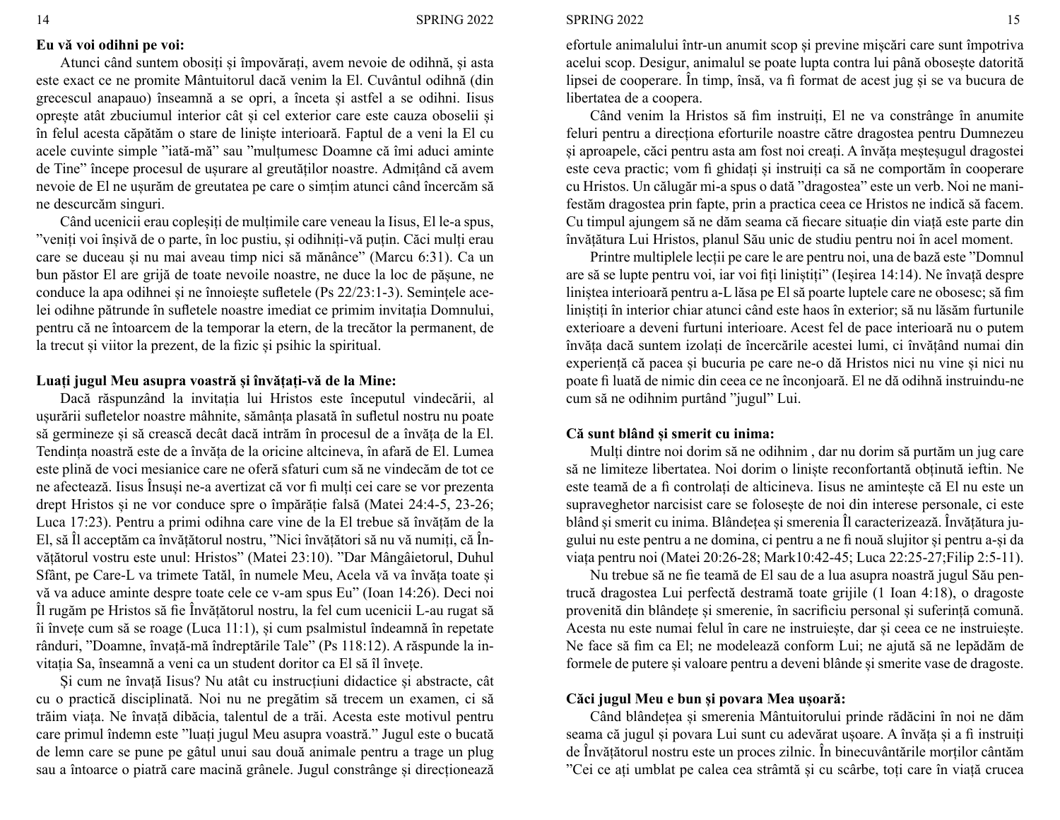**Eu vă voi odihni pe voi:**

Atunci când suntem obosiți și împovărați, avem nevoie de odihnă, și asta este exact ce ne promite Mântuitorul dacă venim la El. Cuvântul odihnă (din grecescul anapauo) înseamnă a se opri, a înceta și astfel a se odihni. Iisus oprește atât zbuciumul interior cât și cel exterior care este cauza oboselii și în felul acesta căpătăm o stare de liniște interioară. Faptul de a veni la El cu acele cuvinte simple ”iată-mă” sau ”mulțumesc Doamne că îmi aduci aminte de Tine” începe procesul de ușurare al greutăților noastre. Admițând că avem nevoie de El ne ușurăm de greutatea pe care o simțim atunci când încercăm să ne descurcăm singuri.

Când ucenicii erau copleșiți de mulțimile care veneau la Iisus, El le-a spus, ”veniți voi înșivă de o parte, în loc pustiu, și odihniți-vă puțin. Căci mulți erau care se duceau și nu mai aveau timp nici să mănânce” (Marcu 6:31). Ca un bun păstor El are grijă de toate nevoile noastre, ne duce la loc de pășune, ne conduce la apa odihnei și ne înnoiește sufletele (Ps 22/23:1-3). Semințele acelei odihne pătrunde în sufletele noastre imediat ce primim invitația Domnului, pentru că ne întoarcem de la temporar la etern, de la trecător la permanent, de la trecut și viitor la prezent, de la fizic și psihic la spiritual.

**Luați jugul Meu asupra voastră și învățați-vă de la Mine:**

Dacă răspunzând la invitația lui Hristos este începutul vindecării, al ușurării sufletelor noastre mâhnite, sămânța plasată în sufletul nostru nu poate să germineze și să crească decât dacă intrăm în procesul de a învăța de la El. Tendința noastră este de a învăța de la oricine altcineva, în afară de El. Lumea este plină de voci mesianice care ne oferă sfaturi cum să ne vindecăm de tot ce ne afectează. Iisus Însuși ne-a avertizat că vor fi mulți cei care se vor prezenta drept Hristos și ne vor conduce spre o împărăție falsă (Matei 24:4-5, 23-26; Luca 17:23). Pentru a primi odihna care vine de la El trebue să învățăm de la El, să Îl acceptăm ca învățătorul nostru, ”Nici învățători să nu vă numiți, că Învățătorul vostru este unul: Hristos” (Matei 23:10). ”Dar Mângâietorul, Duhul Sfânt, pe Care-L va trimete Tatăl, în numele Meu, Acela vă va învăța toate și vă va aduce aminte despre toate cele ce v-am spus Eu” (Ioan 14:26). Deci noi Îl rugăm pe Hristos să fie Învățătorul nostru, la fel cum ucenicii L-au rugat să îi învețe cum să se roage (Luca 11:1), și cum psalmistul îndeamnă în repetate rânduri, ”Doamne, învață-mă îndreptările Tale” (Ps 118:12). A răspunde la invitația Sa, înseamnă a veni ca un student doritor ca El să îl învețe.

Și cum ne învață Iisus? Nu atât cu instrucțiuni didactice și abstracte, cât cu o practică disciplinată. Noi nu ne pregătim să trecem un examen, ci să trăim viața. Ne învață dibăcia, talentul de a trăi. Acesta este motivul pentru care primul îndemn este ”luați jugul Meu asupra voastră.” Jugul este o bucată de lemn care se pune pe gâtul unui sau două animale pentru a trage un plug sau a întoarce o piatră care macină grânele. Jugul constrânge și direcționează efortul animalului într-un anumit scop și previne mișcări care sunt împotriva acelui scop. Desigur, animalul se poate lupta contra lui până obosește datorită lipsei de cooperare. În timp, însă, va fi format de acest jug și se va bucura de libertatea de a coopera.

Când venim la Hristos să fim instruiți, El ne va constrânge în anumite feluri pentru a direcționa eforturile noastre către dragostea pentru Dumnezeu și aproapele, căci pentru asta am fost noi creați. A învăța meșteșugul dragostei este ceva practic; vom fi ghidați și instruiți ca să ne comportăm în cooperare cu Hristos. Un călugăr mi-a spus o dată ”dragostea” este un verb. Noi ne manifestăm dragostea prin fapte, prin a practica ceea ce Hristos ne indică să facem. Cu timpul ajungem să ne dăm seama că fiecare situație din viață este parte din învățătura Lui Hristos, planul Său unic de studiu pentru noi în acel moment.

Printre multiplele lecții pe care le are pentru noi, una de bază este ”Domnul are să se lupte pentru voi, iar voi fiți liniștiți” (Ieșirea 14:14). Ne învață despre liniștea interioară pentru a-L lăsa pe El să poarte luptele care ne obosesc; să fim liniștiți în interior chiar atunci când este haos în exterior; să nu lăsăm furtunile exterioare a deveni furtuni interioare. Acest fel de pace interioară nu o putem învăța dacă suntem izolați de încercările acestei lumi, ci învățând numai din experiență că pacea și bucuria pe care ne-o dă Hristos nici nu vine și nici nu poate fi luată de nimic din ceea ce ne înconjoară. El ne dă odihnă instruindu-ne cum să ne odihnim purtând ”jugul” Lui.

**Că sunt blând și smerit cu inima:**

Mulți dintre noi dorim să ne odihnim , dar nu dorim să purtăm un jug care să ne limiteze libertatea. Noi dorim o liniște reconfortantă obținută ieftin. Ne este teamă de a fi controlați de altcineva. Iisus ne amintește că El nu este un supraveghetor narcisist care se folosește de noi din interese personale, ci este blând și smerit cu inima. Blândețea și smerenia Îl caracterizează. Învățătura jugului nu este pentru a ne domina, ci pentru a ne fi nouă slujitor și pentru a-și da viața pentru noi (Matei 20:26-28; Mark10:42-45; Luca 22:25-27;Filip 2:5-11).

Nu trebue să ne fie teamă de El sau de a lua asupra noastră jugul Său pentrucă dragostea Lui perfectă destramă toate grijile (1 Ioan 4:18), o dragoste provenită din blândețe și smerenie, în sacrificiu personal și suferință comună. Acesta nu este numai felul în care ne instruiește, dar și ceea ce ne instruiește. Ne face să fim ca El; ne modelează conform Lui; ne ajută să ne lepădăm de formele de putere și valoare pentru a deveni blânde și smerite vase de dragoste.

**Căci jugul Meu e bun și povara Mea ușoară:**

Când blândețea și smerenia Mântuitorului prinde rădăcini în noi ne dăm seama că jugul și povara Lui sunt cu adevărat ușoare. A învăța și a fi instruiți de Învățătorul nostru este un proces zilnic. În binecuvântările morților cântăm ”Cei ce ați umblat pe calea cea strâmtă și cu scârbe, toți care în viață crucea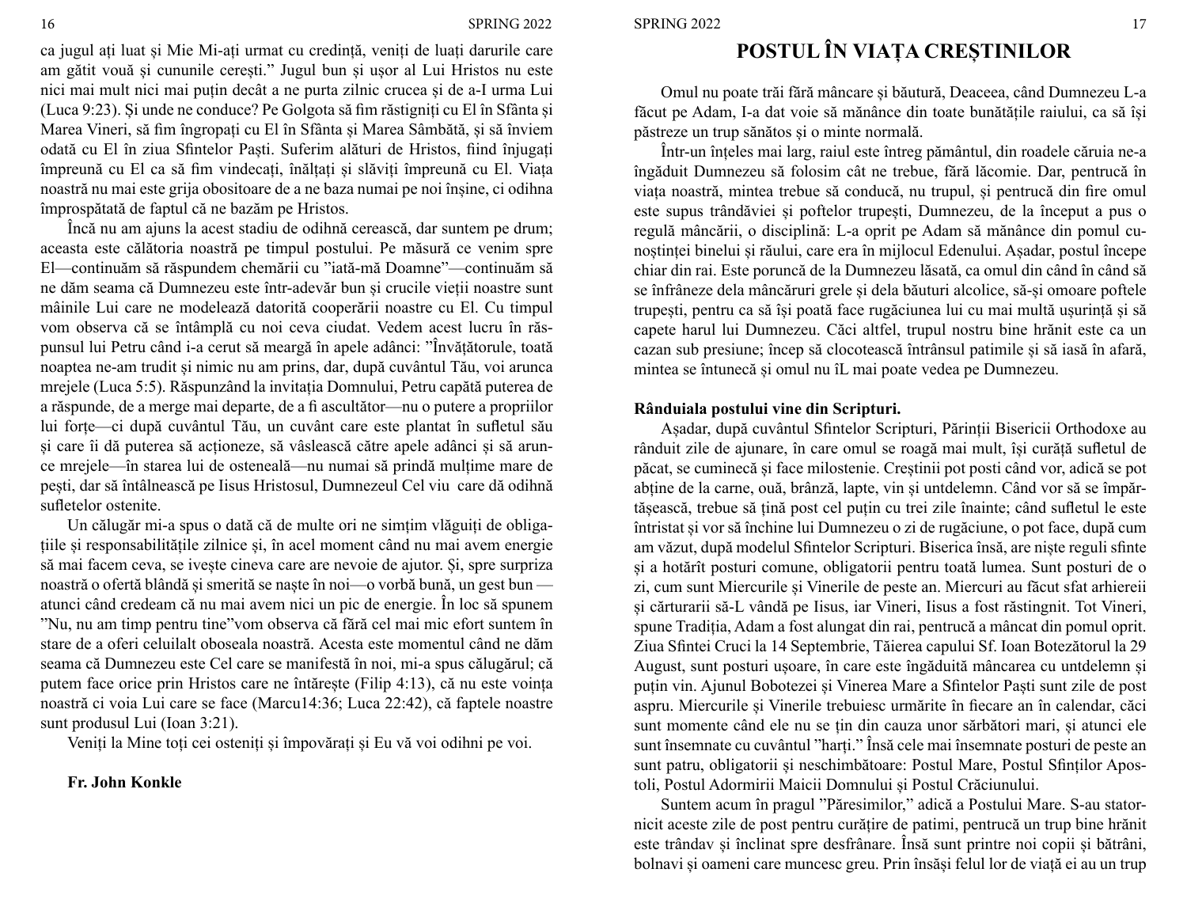ca jugul ați luat și Mie Mi-ați urmat cu credință, veniți de luați darurile care am gătit vouă și cununile cerești." Jugul bun și ușor al Lui Hristos nu este nici mai mult nici mai puțin decât a ne purta zilnic crucea și de a-I urma Lui (Luca 9:23). Și unde ne conduce? Pe Golgota să fim răstigniți cu El în Sfânta și Marea Vineri, să fim îngropați cu El în Sfânta și Marea Sâmbătă, și să înviem odată cu El în ziua Sfintelor Paști. Suferim alături de Hristos, fiind înjugați împreună cu El ca să fim vindecați, înălțați și slăviți împreună cu El. Viața noastră nu mai este grija obositoare de a ne baza numai pe noi înșine, ci odihna împrospătată de faptul că ne bazăm pe Hristos.

Încă nu am ajuns la acest stadiu de odihnă cerească, dar suntem pe drum; aceasta este călătoria noastră pe timpul postului. Pe măsură ce venim spre El—continuăm să răspundem chemării cu "iată-mă Doamne"—continuăm să ne dăm seama că Dumnezeu este într-adevăr bun și crucile vieții noastre sunt mâinile Lui care ne modelează datorită cooperării noastre cu El. Cu timpul vom observa că se întâmplă cu noi ceva ciudat. Vedem acest lucru în răspunsul lui Petru când i-a cerut să meargă în apele adânci: "Învățătorule, toată noaptea ne-am trudit și nimic nu am prins, dar, după cuvântul Tău, voi arunca mrejele (Luca 5:5). Răspunzând la invitația Domnului, Petru capătă puterea de a răspunde, de a merge mai departe, de a fi ascultător—nu o putere a propriilor lui forțe—ci după cuvântul Tău, un cuvânt care este plantat în sufletul său și care îi dă puterea să acționeze, să vâslească către apele adânci și să arunce mrejele—în starea lui de oboseală—nu numai să prindă mulțime mare de pești, dar să întâlnească pe Iisus Hristosul, Dumnezeul Cel viu care dă odihnă sufletelor ostenite.

Un călugăr mi-a spus o dată că de multe ori ne simțim vlăguiți de obligațiile și responsabilitățile zilnice și, în acel moment când nu mai avem energie să mai facem ceva, se ivește cineva care are nevoie de ajutor. Și, spre surpriza noastră o ofertă blândă și smerită se naște în noi—o vorbă bună, un gest bun —atunci când credeam că nu mai avem nici un pic de energie. În loc să spunem "Nu, nu am timp pentru tine"vom observa că fără cel mai mic efort suntem în stare de a oferi celuilalt oboseala noastră. Acesta este momentul când ne dăm seama că Dumnezeu este Cel care se manifestă în noi, mi-a spus călugărul; că putem face orice prin Hristos care ne întărește (Filip 4:13), că nu este voința noastră ci voia Lui care se face (Marcu14:36; Luca 22:42), că faptele noastre sunt produsul Lui (Ioan 3:21).

Veniți la Mine toți cei osteniți și împovărați și Eu vă voi odihni pe voi.

**Fr. John Konkle**

# POSTUL ÎN VIAȚA CREȘTINILOR

Omul nu poate trăi fără mâncare și băutură, Deaceea, când Dumnezeu L-a făcut pe Adam, I-a dat voie să mănânce din toate bunătățile raiului, ca să își păstreze un trup sănătos și o minte normală.

Într-un înțeles mai larg, raiul este întreg pământul, din roadele căruia ne-a îngăduit Dumnezeu să folosim cât ne trebue, fără lăcomie. Dar, pentrucă în viața noastră, mintea trebue să conducă, nu trupul, și pentrucă din fire omul este supus trândăviei și poftelor trupești, Dumnezeu, de la început a pus o regulă mâncării, o disciplină: L-a oprit pe Adam să mănânce din pomul cunoștinței binelui și răului, care era în mijlocul Edenului. Așadar, postul începe chiar din rai. Este poruncă de la Dumnezeu lăsată, ca omul din când în când să se înfrâneze dela mâncăruri grele și dela băuturi alcolice, să-și omoare poftele trupești, pentru ca să își poată face rugăciunea lui cu mai multă ușurință și să capete harul lui Dumnezeu. Căci altfel, trupul nostru bine hrănit este ca un cazan sub presiune; încep să clocotească întrânsul patimile și să iasă în afară, mintea se întunecă și omul nu îL mai poate vedea pe Dumnezeu.

**Rânduiala postului vine din Scripturi.**

Așadar, după cuvântul Sfintelor Scripturi, Părinții Bisericii Orthodoxe au rânduit zile de ajunare, în care omul se roagă mai mult, își curăță sufletul de păcat, se cuminecă și face milostenie. Creștinii pot posti când vor, adică se pot abține de la carne, ouă, brânză, lapte, vin și untdelemn. Când vor să se împărtășească, trebue să țină post cel puțin cu trei zile înainte; când sufletul le este întristat și vor să închine lui Dumnezeu o zi de rugăciune, o pot face, după cum am văzut, după modelul Sfintelor Scripturi. Biserica însă, are niște reguli sfinte și a hotărît posturi comune, obligatorii pentru toată lumea. Sunt posturi de o zi, cum sunt Miercurile și Vinerile de peste an. Miercuri au făcut sfat arhiereii și cărturarii să-L vândă pe Iisus, iar Vineri, Iisus a fost răstingnit. Tot Vineri, spune Tradiția, Adam a fost alungat din rai, pentrucă a mâncat din pomul oprit. Ziua Sfintei Cruci la 14 Septembrie, Tăierea capului Sf. Ioan Botezătorul la 29 August, sunt posturi ușoare, în care este îngăduită mâncarea cu untdelemn și puțin vin. Ajunul Bobotezei și Vinerea Mare a Sfintelor Paști sunt zile de post aspru. Miercurile și Vinerile trebuiesc urmărite în fiecare an în calendar, căci sunt momente când ele nu se țin din cauza unor sărbători mari, și atunci ele sunt însemnate cu cuvântul "harți." Însă cele mai însemnate posturi de peste an sunt patru, obligatorii și neschimbătoare: Postul Mare, Postul Sfinților Apostoli, Postul Adormirii Maicii Domnului și Postul Crăciunului.

Suntem acum în pragul "Păresimilor," adică a Postului Mare. S-au statornicit aceste zile de post pentru curățire de patimi, pentrucă un trup bine hrănit este trândav și înclinat spre desfrânare. Însă sunt printre noi copii și bătrâni, bolnavi și oameni care muncesc greu. Prin însăși felul lor de viață ei au un trup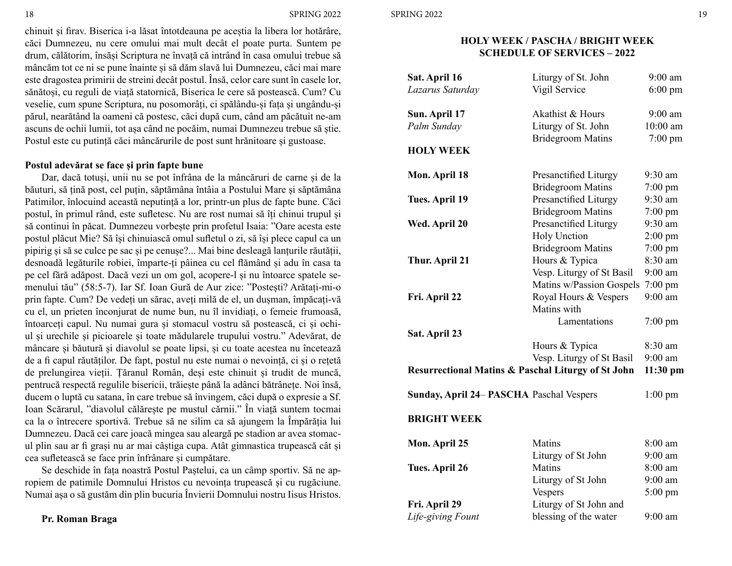chinuit și firav. Biserica i-a lăsat întotdeauna pe aceștia la libera lor hotărâre, căci Dumnezeu, nu cere omului mai mult decât el poate purta. Suntem pe drum, călătorim, însăși Scriptura ne învață că intrând în casa omului trebue să mâncăm tot ce ni se pune înainte și să dăm slavă lui Dumnezeu, căci mai mare este dragostea primirii de streini decât postul. Însă, celor care sunt în casele lor, sănătoși, cu reguli de viață statornică, Biserica le cere să postească. Cum? Cu veselie, cum spune Scriptura, nu posomorâți, ci spălându-și fața și ungându-și părul, nearătând la oameni că postesc, căci după cum, când am păcătuit ne-am ascuns de ochii lumii, tot așa când ne pocăim, numai Dumnezeu trebue să știe. Postul este cu putință căci mâncărurile de post sunt hrănitoare și gustoase.

**Postul adevărat se face și prin fapte bune**

Dar, dacă totuși, unii nu se pot înfrâna de la mâncăruri de carne și de la băuturi, să țină post, cel puțin, săptămâna întâia a Postului Mare și săptămâna Patimilor, înlocuind această neputință a lor, printr-un plus de fapte bune. Căci postul, în primul rând, este sufletesc. Nu are rost numai să îți chinui trupul și să continui în păcat. Dumnezeu vorbește prin profetul Isaia: "Oare acesta este postul plăcut Mie? Să își chinuiască omul sufletul o zi, să își plece capul ca un pipirig și să se culce pe sac și pe cenușe?... Mai bine desleagă lanțurile răutății, desnoadă legăturile robiei, împarte-ți pâinea cu cel flămând și adu în casa ta pe cel fără adăpost. Dacă vezi un om gol, acopere-l și nu întoarce spatele semenului tău" (58:5-7). Iar Sf. Ioan Gură de Aur zice: "Postești? Arătați-mi-o prin fapte. Cum? De vedeți un sărac, aveți milă de el, un dușman, împăcați-vă cu el, un prieten înconjurat de nume bun, nu îl invidiați, o femeie frumoasă, întoarceți capul. Nu numai gura și stomacul vostru să postească, ci și ochiul și urechile și picioarele și toate mădularele trupului vostru." Adevărat, de mâncare și băutură și diavolul se poate lipsi, și cu toate acestea nu încetează de a fi capul răutăților. De fapt, postul nu este numai o nevoință, ci și o rețetă de prelungirea vieții. Țăranul Român, deși este chinuit și trudit de muncă, pentrucă respectă regulile bisericii, trăiește până la adânci bătrânețe. Noi însă, ducem o luptă cu satana, în care trebue să învingem, căci după o expresie a Sf. Ioan Scărarul, "diavolul călărește pe mustul cărnii." În viață suntem tocmai ca la o întrecere sportivă. Trebue să ne silim ca să ajungem la Împărăția lui Dumnezeu. Dacă cei care joacă mingea sau aleargă pe stadion ar avea stomacul plin sau ar fi grași nu ar mai câștiga cupa. Atât gimnastica trupească cât și cea sufletească se face prin înfrânare și cumpătare.

Se deschide în fața noastră Postul Paștelui, ca un câmp sportiv. Să ne apropiem de patimile Domnului Hristos cu nevoința trupească și cu rugăciune. Numai așa o să gustăm din plin bucuria Învierii Domnului nostru Iisus Hristos.

**Pr. Roman Braga**

## HOLY WEEK / PASCHA / BRIGHT WEEK SCHEDULE OF SERVICES – 2022

| | | |
|---|---|---|
| **Sat. April 16** | Liturgy of St. John | 9:00 am |
| *Lazarus Saturday* | Vigil Service | 6:00 pm |
| **Sun. April 17** | Akathist & Hours | 9:00 am |
| *Palm Sunday* | Liturgy of St. John | 10:00 am |
| | Bridegroom Matins | 7:00 pm |
| **HOLY WEEK** | | |
| **Mon. April 18** | Presanctified Liturgy | 9:30 am |
| | Bridegroom Matins | 7:00 pm |
| **Tues. April 19** | Presanctified Liturgy | 9:30 am |
| | Bridegroom Matins | 7:00 pm |
| **Wed. April 20** | Presanctified Liturgy | 9:30 am |
| | Holy Unction | 2:00 pm |
| | Bridegroom Matins | 7:00 pm |
| **Thur. April 21** | Hours & Typica | 8:30 am |
| | Vesp. Liturgy of St Basil | 9:00 am |
| | Matins w/Passion Gospels | 7:00 pm |
| **Fri. April 22** | Royal Hours & Vespers | 9:00 am |
| | Matins with Lamentations | 7:00 pm |
| **Sat. April 23** | | |
| | Hours & Typica | 8:30 am |
| | Vesp. Liturgy of St Basil | 9:00 am |
| **Resurrectional Matins & Paschal Liturgy of St John** | | **11:30 pm** |
| **Sunday, April 24– PASCHA** | Paschal Vespers | 1:00 pm |
| **BRIGHT WEEK** | | |
| **Mon. April 25** | Matins | 8:00 am |
| | Liturgy of St John | 9:00 am |
| **Tues. April 26** | Matins | 8:00 am |
| | Liturgy of St John | 9:00 am |
| | Vespers | 5:00 pm |
| **Fri. April 29** | Liturgy of St John and | |
| *Life-giving Fount* | blessing of the water | 9:00 am |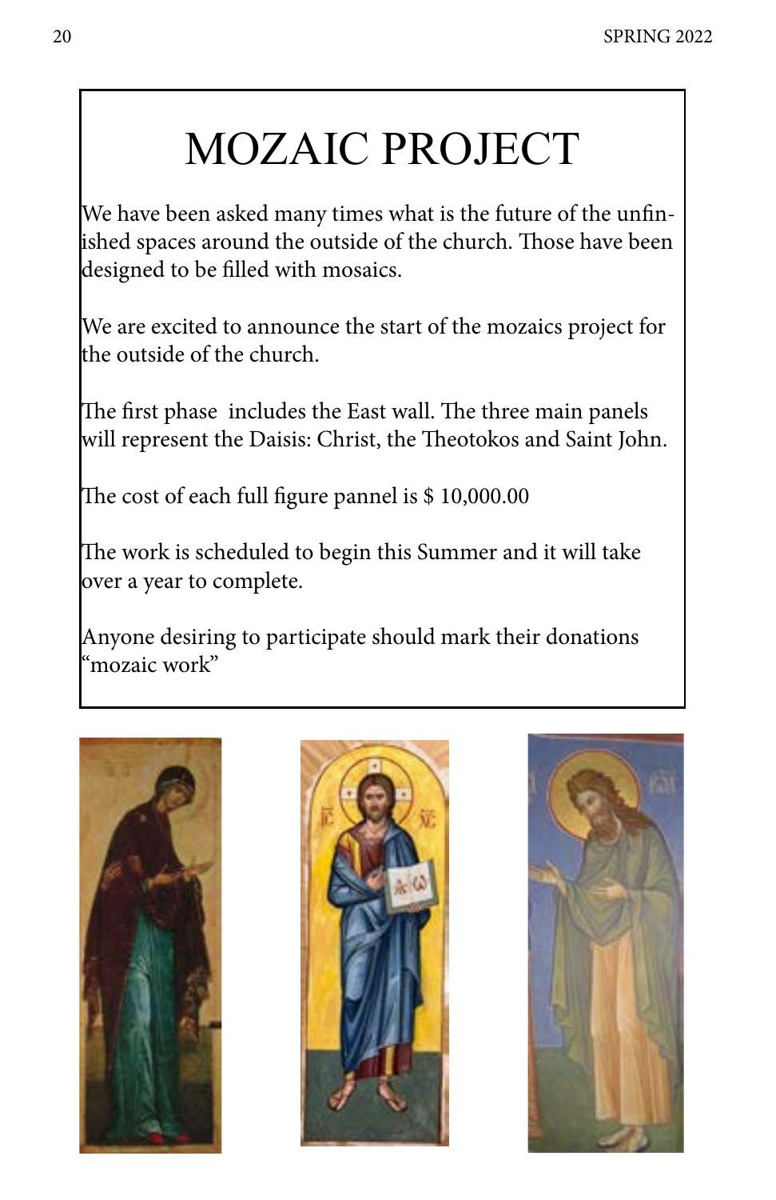# MOZAIC PROJECT

We have been asked many times what is the future of the unfinished spaces around the outside of the church. Those have been designed to be filled with mosaics.

We are excited to announce the start of the mozaics project for the outside of the church.

The first phase includes the East wall. The three main panels will represent the Daisis: Christ, the Theotokos and Saint John.

The cost of each full figure pannel is $ 10,000.00

The work is scheduled to begin this Summer and it will take over a year to complete.

Anyone desiring to participate should mark their donations "mozaic work"